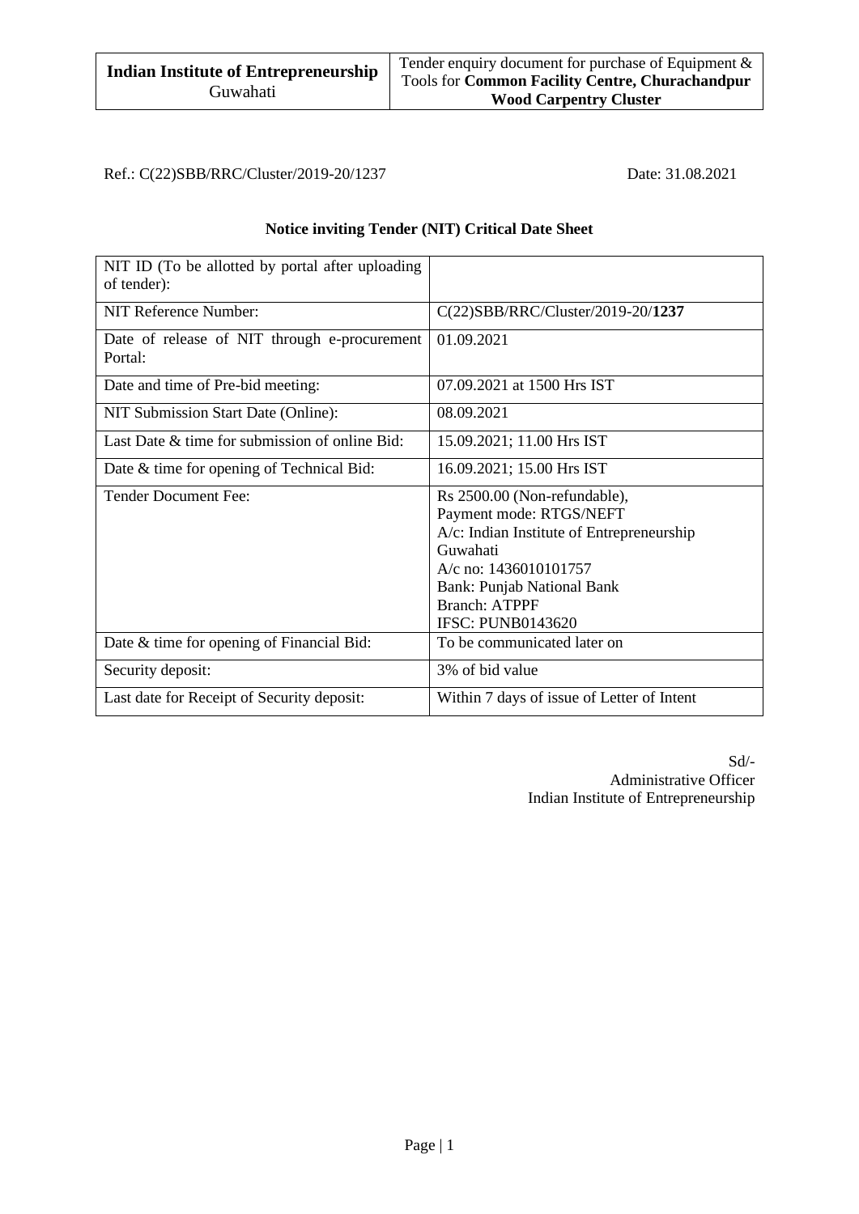| **Indian Institute of Entrepreneurship** Guwahati | Tender enquiry document for purchase of Equipment & Tools for **Common Facility Centre, Churachandpur Wood Carpentry Cluster** |
|---|---|

Ref.: C(22)SBB/RRC/Cluster/2019-20/1237 Date: 31.08.2021

**Notice inviting Tender (NIT) Critical Date Sheet**

| NIT ID (To be allotted by portal after uploading of tender): | |
|---|---|
| NIT Reference Number: | C(22)SBB/RRC/Cluster/2019-20/**1237** |
| Date of release of NIT through e-procurement Portal: | 01.09.2021 |
| Date and time of Pre-bid meeting: | 07.09.2021 at 1500 Hrs IST |
| NIT Submission Start Date (Online): | 08.09.2021 |
| Last Date & time for submission of online Bid: | 15.09.2021; 11.00 Hrs IST |
| Date & time for opening of Technical Bid: | 16.09.2021; 15.00 Hrs IST |
| Tender Document Fee: | Rs 2500.00 (Non-refundable),<br>Payment mode: RTGS/NEFT<br>A/c: Indian Institute of Entrepreneurship Guwahati<br>A/c no: 1436010101757<br>Bank: Punjab National Bank<br>Branch: ATPPF<br>IFSC: PUNB0143620 |
| Date & time for opening of Financial Bid: | To be communicated later on |
| Security deposit: | 3% of bid value |
| Last date for Receipt of Security deposit: | Within 7 days of issue of Letter of Intent |

Sd/-
Administrative Officer
Indian Institute of Entrepreneurship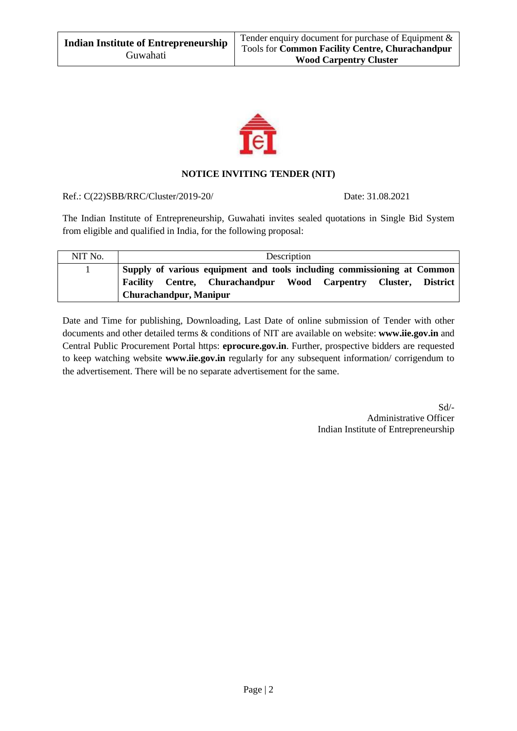| Indian Institute of Entrepreneurship Guwahati | Tender enquiry document for purchase of Equipment & Tools for **Common Facility Centre, Churachandpur Wood Carpentry Cluster** |
|---|---|

## NOTICE INVITING TENDER (NIT)

Ref.: C(22)SBB/RRC/Cluster/2019-20/ Date: 31.08.2021

The Indian Institute of Entrepreneurship, Guwahati invites sealed quotations in Single Bid System from eligible and qualified in India, for the following proposal:

| NIT No. | Description |
|---|---|
| 1 | **Supply of various equipment and tools including commissioning at Common Facility Centre, Churachandpur Wood Carpentry Cluster, District Churachandpur, Manipur** |

Date and Time for publishing, Downloading, Last Date of online submission of Tender with other documents and other detailed terms & conditions of NIT are available on website: **www.iie.gov.in** and Central Public Procurement Portal https: **eprocure.gov.in**. Further, prospective bidders are requested to keep watching website **www.iie.gov.in** regularly for any subsequent information/ corrigendum to the advertisement. There will be no separate advertisement for the same.

Sd/-
Administrative Officer
Indian Institute of Entrepreneurship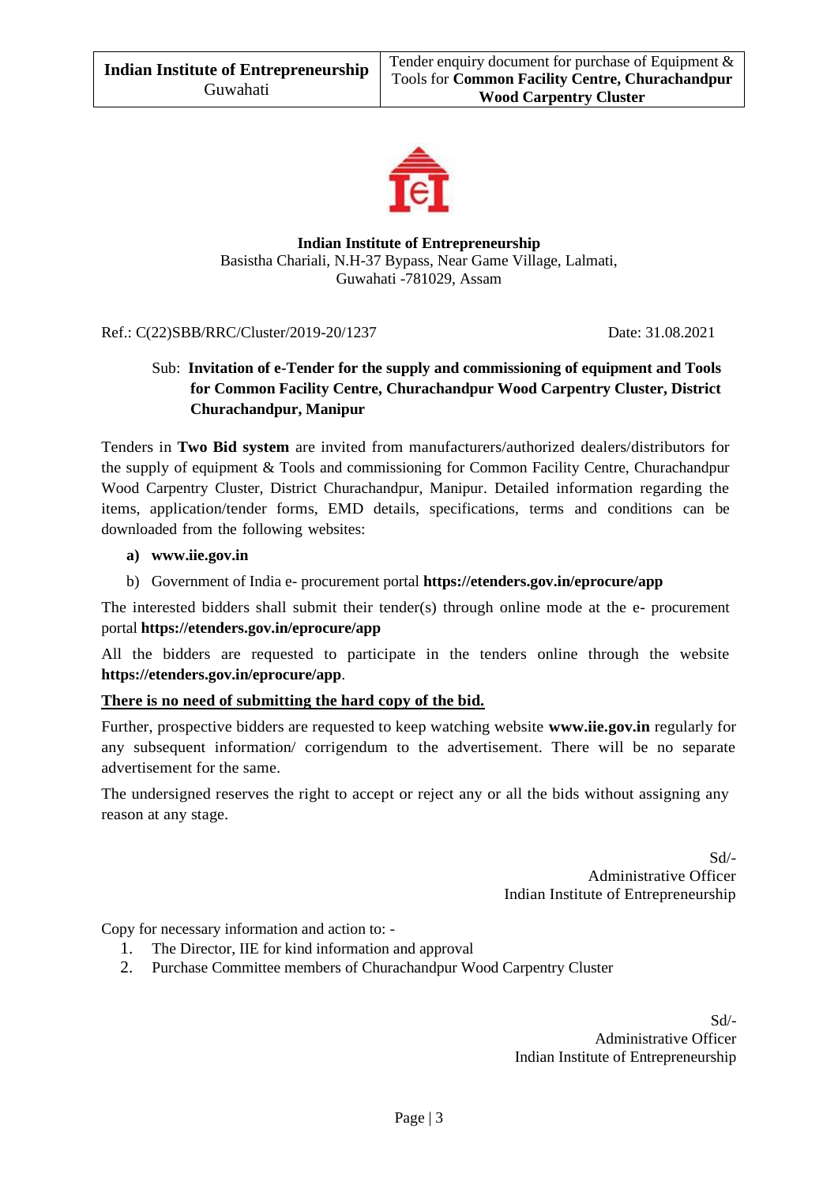**Indian Institute of Entrepreneurship**
Basistha Chariali, N.H-37 Bypass, Near Game Village, Lalmati,
Guwahati -781029, Assam

Ref.: C(22)SBB/RRC/Cluster/2019-20/1237 Date: 31.08.2021

Sub: **Invitation of e-Tender for the supply and commissioning of equipment and Tools for Common Facility Centre, Churachandpur Wood Carpentry Cluster, District Churachandpur, Manipur**

Tenders in **Two Bid system** are invited from manufacturers/authorized dealers/distributors for the supply of equipment & Tools and commissioning for Common Facility Centre, Churachandpur Wood Carpentry Cluster, District Churachandpur, Manipur. Detailed information regarding the items, application/tender forms, EMD details, specifications, terms and conditions can be downloaded from the following websites:

- **a) www.iie.gov.in**
- b) Government of India e- procurement portal **https://etenders.gov.in/eprocure/app**

The interested bidders shall submit their tender(s) through online mode at the e- procurement portal **https://etenders.gov.in/eprocure/app**

All the bidders are requested to participate in the tenders online through the website **https://etenders.gov.in/eprocure/app**.

**<u>There is no need of submitting the hard copy of the bid.</u>**

Further, prospective bidders are requested to keep watching website **www.iie.gov.in** regularly for any subsequent information/ corrigendum to the advertisement. There will be no separate advertisement for the same.

The undersigned reserves the right to accept or reject any or all the bids without assigning any reason at any stage.

Sd/-
Administrative Officer
Indian Institute of Entrepreneurship

Copy for necessary information and action to: -

1. The Director, IIE for kind information and approval
2. Purchase Committee members of Churachandpur Wood Carpentry Cluster

Sd/-
Administrative Officer
Indian Institute of Entrepreneurship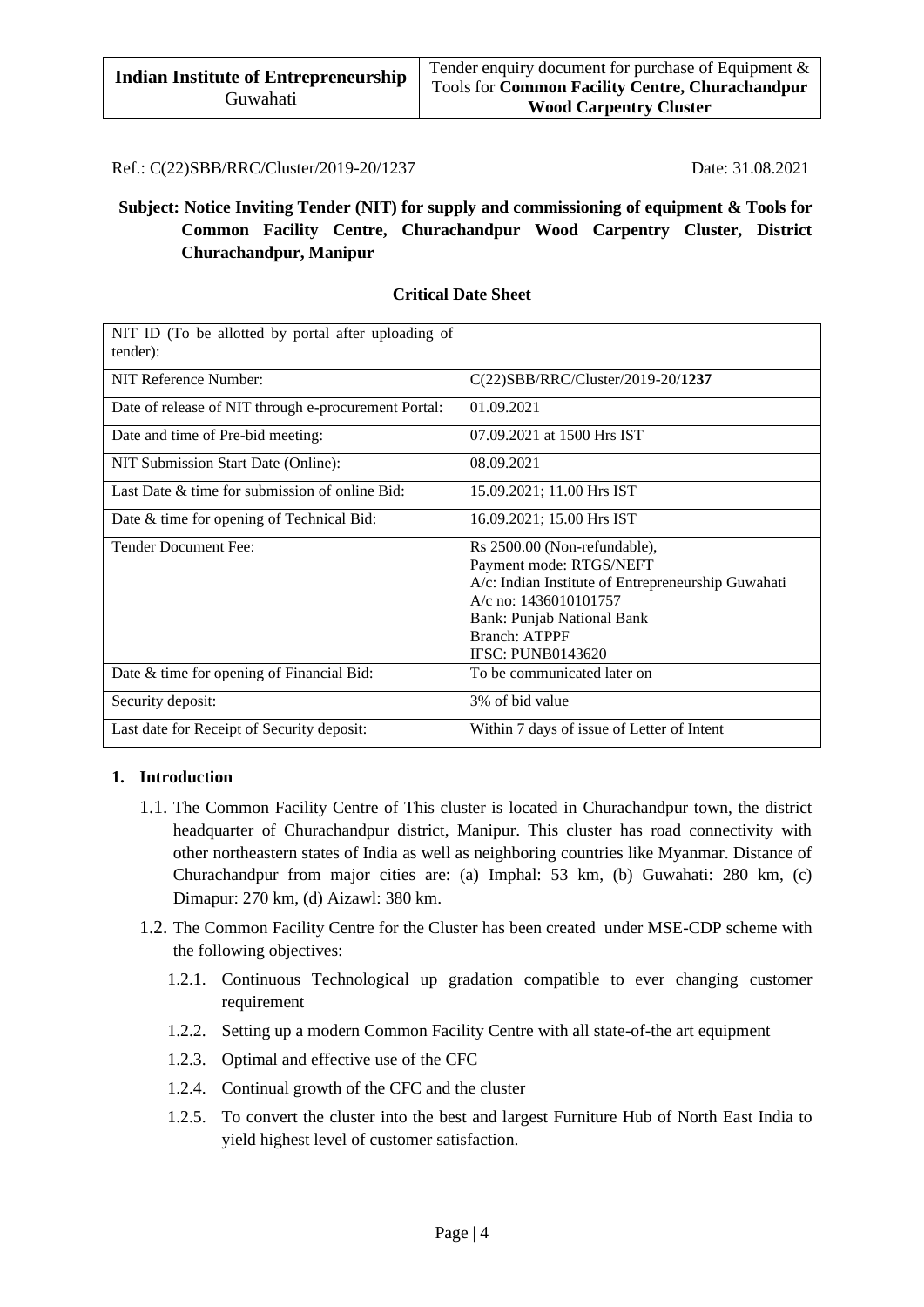| Indian Institute of Entrepreneurship Guwahati | Tender enquiry document for purchase of Equipment & Tools for **Common Facility Centre, Churachandpur Wood Carpentry Cluster** |
|---|---|

Ref.: C(22)SBB/RRC/Cluster/2019-20/1237 Date: 31.08.2021

**Subject: Notice Inviting Tender (NIT) for supply and commissioning of equipment & Tools for Common Facility Centre, Churachandpur Wood Carpentry Cluster, District Churachandpur, Manipur**

**Critical Date Sheet**

| | |
|---|---|
| NIT ID (To be allotted by portal after uploading of tender): | |
| NIT Reference Number: | C(22)SBB/RRC/Cluster/2019-20/**1237** |
| Date of release of NIT through e-procurement Portal: | 01.09.2021 |
| Date and time of Pre-bid meeting: | 07.09.2021 at 1500 Hrs IST |
| NIT Submission Start Date (Online): | 08.09.2021 |
| Last Date & time for submission of online Bid: | 15.09.2021; 11.00 Hrs IST |
| Date & time for opening of Technical Bid: | 16.09.2021; 15.00 Hrs IST |
| Tender Document Fee: | Rs 2500.00 (Non-refundable), Payment mode: RTGS/NEFT A/c: Indian Institute of Entrepreneurship Guwahati A/c no: 1436010101757 Bank: Punjab National Bank Branch: ATPPF IFSC: PUNB0143620 |
| Date & time for opening of Financial Bid: | To be communicated later on |
| Security deposit: | 3% of bid value |
| Last date for Receipt of Security deposit: | Within 7 days of issue of Letter of Intent |

## 1. Introduction

1.1. The Common Facility Centre of This cluster is located in Churachandpur town, the district headquarter of Churachandpur district, Manipur. This cluster has road connectivity with other northeastern states of India as well as neighboring countries like Myanmar. Distance of Churachandpur from major cities are: (a) Imphal: 53 km, (b) Guwahati: 280 km, (c) Dimapur: 270 km, (d) Aizawl: 380 km.

1.2. The Common Facility Centre for the Cluster has been created under MSE-CDP scheme with the following objectives:

1.2.1. Continuous Technological up gradation compatible to ever changing customer requirement

1.2.2. Setting up a modern Common Facility Centre with all state-of-the art equipment

1.2.3. Optimal and effective use of the CFC

1.2.4. Continual growth of the CFC and the cluster

1.2.5. To convert the cluster into the best and largest Furniture Hub of North East India to yield highest level of customer satisfaction.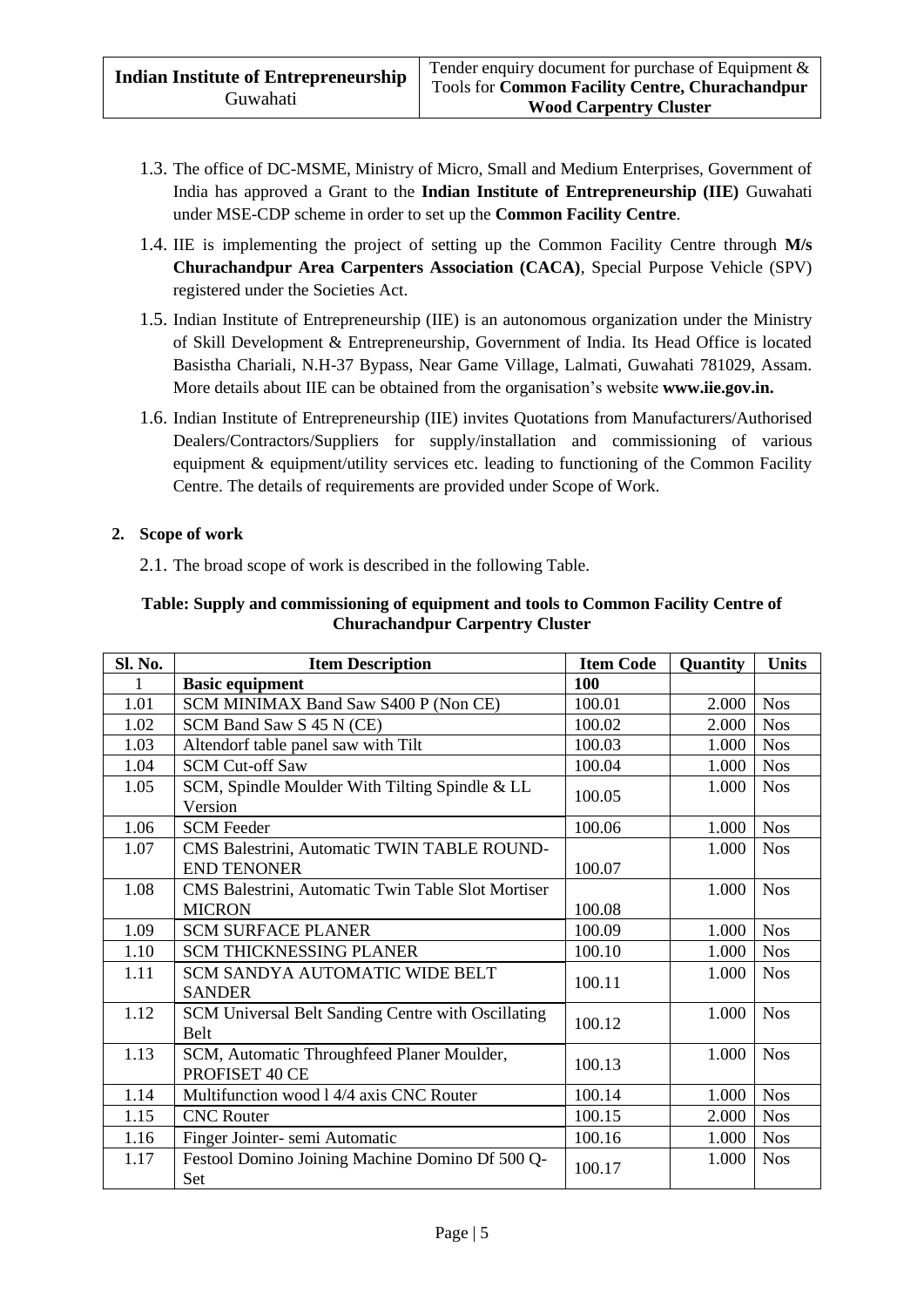1.3. The office of DC-MSME, Ministry of Micro, Small and Medium Enterprises, Government of India has approved a Grant to the **Indian Institute of Entrepreneurship (IIE)** Guwahati under MSE-CDP scheme in order to set up the **Common Facility Centre**.

1.4. IIE is implementing the project of setting up the Common Facility Centre through **M/s Churachandpur Area Carpenters Association (CACA)**, Special Purpose Vehicle (SPV) registered under the Societies Act.

1.5. Indian Institute of Entrepreneurship (IIE) is an autonomous organization under the Ministry of Skill Development & Entrepreneurship, Government of India. Its Head Office is located Basistha Chariali, N.H-37 Bypass, Near Game Village, Lalmati, Guwahati 781029, Assam. More details about IIE can be obtained from the organisation's website **www.iie.gov.in.**

1.6. Indian Institute of Entrepreneurship (IIE) invites Quotations from Manufacturers/Authorised Dealers/Contractors/Suppliers for supply/installation and commissioning of various equipment & equipment/utility services etc. leading to functioning of the Common Facility Centre. The details of requirements are provided under Scope of Work.

## 2. Scope of work

2.1. The broad scope of work is described in the following Table.

**Table: Supply and commissioning of equipment and tools to Common Facility Centre of Churachandpur Carpentry Cluster**

| Sl. No. | Item Description | Item Code | Quantity | Units |
|---|---|---|---|---|
| 1 | **Basic equipment** | **100** | | |
| 1.01 | SCM MINIMAX Band Saw S400 P (Non CE) | 100.01 | 2.000 | Nos |
| 1.02 | SCM Band Saw S 45 N (CE) | 100.02 | 2.000 | Nos |
| 1.03 | Altendorf table panel saw with Tilt | 100.03 | 1.000 | Nos |
| 1.04 | SCM Cut-off Saw | 100.04 | 1.000 | Nos |
| 1.05 | SCM, Spindle Moulder With Tilting Spindle & LL Version | 100.05 | 1.000 | Nos |
| 1.06 | SCM Feeder | 100.06 | 1.000 | Nos |
| 1.07 | CMS Balestrini, Automatic TWIN TABLE ROUND-END TENONER | 100.07 | 1.000 | Nos |
| 1.08 | CMS Balestrini, Automatic Twin Table Slot Mortiser MICRON | 100.08 | 1.000 | Nos |
| 1.09 | SCM SURFACE PLANER | 100.09 | 1.000 | Nos |
| 1.10 | SCM THICKNESSING PLANER | 100.10 | 1.000 | Nos |
| 1.11 | SCM SANDYA AUTOMATIC WIDE BELT SANDER | 100.11 | 1.000 | Nos |
| 1.12 | SCM Universal Belt Sanding Centre with Oscillating Belt | 100.12 | 1.000 | Nos |
| 1.13 | SCM, Automatic Throughfeed Planer Moulder, PROFISET 40 CE | 100.13 | 1.000 | Nos |
| 1.14 | Multifunction wood l 4/4 axis CNC Router | 100.14 | 1.000 | Nos |
| 1.15 | CNC Router | 100.15 | 2.000 | Nos |
| 1.16 | Finger Jointer- semi Automatic | 100.16 | 1.000 | Nos |
| 1.17 | Festool Domino Joining Machine Domino Df 500 Q-Set | 100.17 | 1.000 | Nos |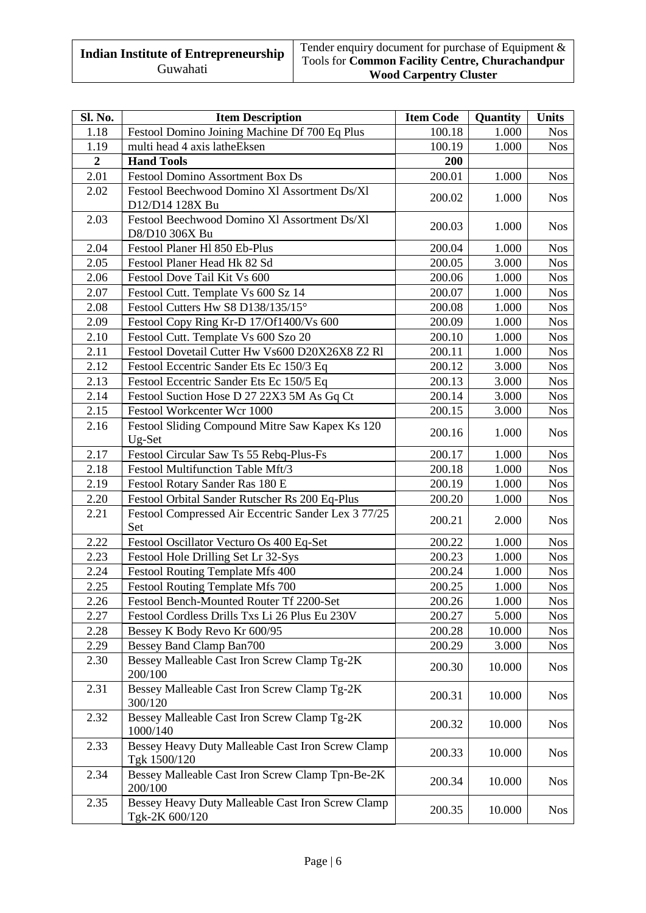| Sl. No. | Item Description | Item Code | Quantity | Units |
|---|---|---|---|---|
| 1.18 | Festool Domino Joining Machine Df 700 Eq Plus | 100.18 | 1.000 | Nos |
| 1.19 | multi head 4 axis latheEksen | 100.19 | 1.000 | Nos |
| **2** | **Hand Tools** | **200** | | |
| 2.01 | Festool Domino Assortment Box Ds | 200.01 | 1.000 | Nos |
| 2.02 | Festool Beechwood Domino Xl Assortment Ds/Xl D12/D14 128X Bu | 200.02 | 1.000 | Nos |
| 2.03 | Festool Beechwood Domino Xl Assortment Ds/Xl D8/D10 306X Bu | 200.03 | 1.000 | Nos |
| 2.04 | Festool Planer Hl 850 Eb-Plus | 200.04 | 1.000 | Nos |
| 2.05 | Festool Planer Head Hk 82 Sd | 200.05 | 3.000 | Nos |
| 2.06 | Festool Dove Tail Kit Vs 600 | 200.06 | 1.000 | Nos |
| 2.07 | Festool Cutt. Template Vs 600 Sz 14 | 200.07 | 1.000 | Nos |
| 2.08 | Festool Cutters Hw S8 D138/135/15° | 200.08 | 1.000 | Nos |
| 2.09 | Festool Copy Ring Kr-D 17/Of1400/Vs 600 | 200.09 | 1.000 | Nos |
| 2.10 | Festool Cutt. Template Vs 600 Szo 20 | 200.10 | 1.000 | Nos |
| 2.11 | Festool Dovetail Cutter Hw Vs600 D20X26X8 Z2 Rl | 200.11 | 1.000 | Nos |
| 2.12 | Festool Eccentric Sander Ets Ec 150/3 Eq | 200.12 | 3.000 | Nos |
| 2.13 | Festool Eccentric Sander Ets Ec 150/5 Eq | 200.13 | 3.000 | Nos |
| 2.14 | Festool Suction Hose D 27 22X3 5M As Gq Ct | 200.14 | 3.000 | Nos |
| 2.15 | Festool Workcenter Wcr 1000 | 200.15 | 3.000 | Nos |
| 2.16 | Festool Sliding Compound Mitre Saw Kapex Ks 120 Ug-Set | 200.16 | 1.000 | Nos |
| 2.17 | Festool Circular Saw Ts 55 Rebq-Plus-Fs | 200.17 | 1.000 | Nos |
| 2.18 | Festool Multifunction Table Mft/3 | 200.18 | 1.000 | Nos |
| 2.19 | Festool Rotary Sander Ras 180 E | 200.19 | 1.000 | Nos |
| 2.20 | Festool Orbital Sander Rutscher Rs 200 Eq-Plus | 200.20 | 1.000 | Nos |
| 2.21 | Festool Compressed Air Eccentric Sander Lex 3 77/25 Set | 200.21 | 2.000 | Nos |
| 2.22 | Festool Oscillator Vecturo Os 400 Eq-Set | 200.22 | 1.000 | Nos |
| 2.23 | Festool Hole Drilling Set Lr 32-Sys | 200.23 | 1.000 | Nos |
| 2.24 | Festool Routing Template Mfs 400 | 200.24 | 1.000 | Nos |
| 2.25 | Festool Routing Template Mfs 700 | 200.25 | 1.000 | Nos |
| 2.26 | Festool Bench-Mounted Router Tf 2200-Set | 200.26 | 1.000 | Nos |
| 2.27 | Festool Cordless Drills Txs Li 26 Plus Eu 230V | 200.27 | 5.000 | Nos |
| 2.28 | Bessey K Body Revo Kr 600/95 | 200.28 | 10.000 | Nos |
| 2.29 | Bessey Band Clamp Ban700 | 200.29 | 3.000 | Nos |
| 2.30 | Bessey Malleable Cast Iron Screw Clamp Tg-2K 200/100 | 200.30 | 10.000 | Nos |
| 2.31 | Bessey Malleable Cast Iron Screw Clamp Tg-2K 300/120 | 200.31 | 10.000 | Nos |
| 2.32 | Bessey Malleable Cast Iron Screw Clamp Tg-2K 1000/140 | 200.32 | 10.000 | Nos |
| 2.33 | Bessey Heavy Duty Malleable Cast Iron Screw Clamp Tgk 1500/120 | 200.33 | 10.000 | Nos |
| 2.34 | Bessey Malleable Cast Iron Screw Clamp Tpn-Be-2K 200/100 | 200.34 | 10.000 | Nos |
| 2.35 | Bessey Heavy Duty Malleable Cast Iron Screw Clamp Tgk-2K 600/120 | 200.35 | 10.000 | Nos |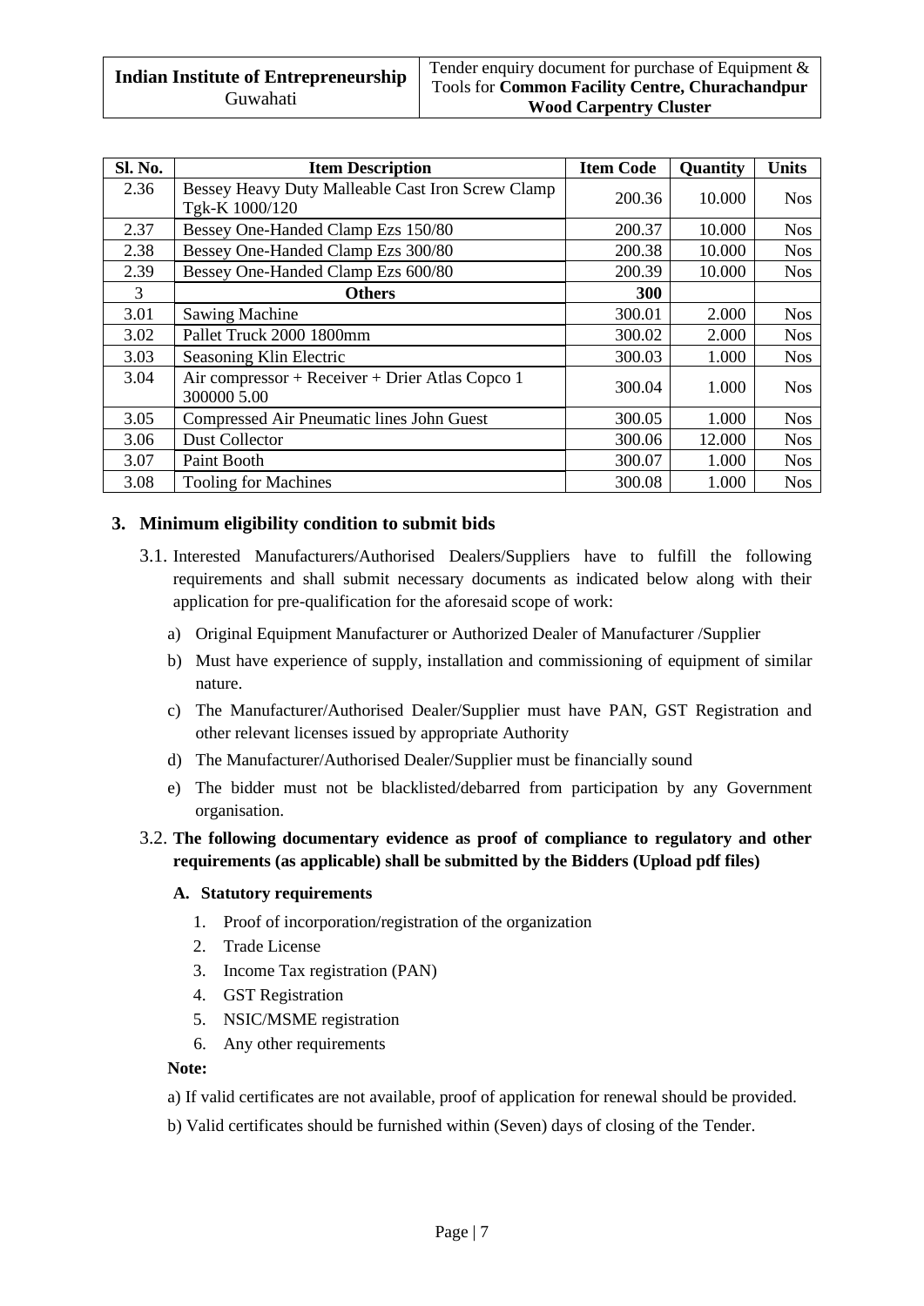| Sl. No. | Item Description | Item Code | Quantity | Units |
|---|---|---|---|---|
| 2.36 | Bessey Heavy Duty Malleable Cast Iron Screw Clamp Tgk-K 1000/120 | 200.36 | 10.000 | Nos |
| 2.37 | Bessey One-Handed Clamp Ezs 150/80 | 200.37 | 10.000 | Nos |
| 2.38 | Bessey One-Handed Clamp Ezs 300/80 | 200.38 | 10.000 | Nos |
| 2.39 | Bessey One-Handed Clamp Ezs 600/80 | 200.39 | 10.000 | Nos |
| 3 | **Others** | **300** | | |
| 3.01 | Sawing Machine | 300.01 | 2.000 | Nos |
| 3.02 | Pallet Truck 2000 1800mm | 300.02 | 2.000 | Nos |
| 3.03 | Seasoning Klin Electric | 300.03 | 1.000 | Nos |
| 3.04 | Air compressor + Receiver + Drier Atlas Copco 1 300000 5.00 | 300.04 | 1.000 | Nos |
| 3.05 | Compressed Air Pneumatic lines John Guest | 300.05 | 1.000 | Nos |
| 3.06 | Dust Collector | 300.06 | 12.000 | Nos |
| 3.07 | Paint Booth | 300.07 | 1.000 | Nos |
| 3.08 | Tooling for Machines | 300.08 | 1.000 | Nos |

## 3. Minimum eligibility condition to submit bids

3.1. Interested Manufacturers/Authorised Dealers/Suppliers have to fulfill the following requirements and shall submit necessary documents as indicated below along with their application for pre-qualification for the aforesaid scope of work:

a) Original Equipment Manufacturer or Authorized Dealer of Manufacturer /Supplier

b) Must have experience of supply, installation and commissioning of equipment of similar nature.

c) The Manufacturer/Authorised Dealer/Supplier must have PAN, GST Registration and other relevant licenses issued by appropriate Authority

d) The Manufacturer/Authorised Dealer/Supplier must be financially sound

e) The bidder must not be blacklisted/debarred from participation by any Government organisation.

3.2. **The following documentary evidence as proof of compliance to regulatory and other requirements (as applicable) shall be submitted by the Bidders (Upload pdf files)**

**A. Statutory requirements**

1. Proof of incorporation/registration of the organization
2. Trade License
3. Income Tax registration (PAN)
4. GST Registration
5. NSIC/MSME registration
6. Any other requirements

**Note:**

a) If valid certificates are not available, proof of application for renewal should be provided.

b) Valid certificates should be furnished within (Seven) days of closing of the Tender.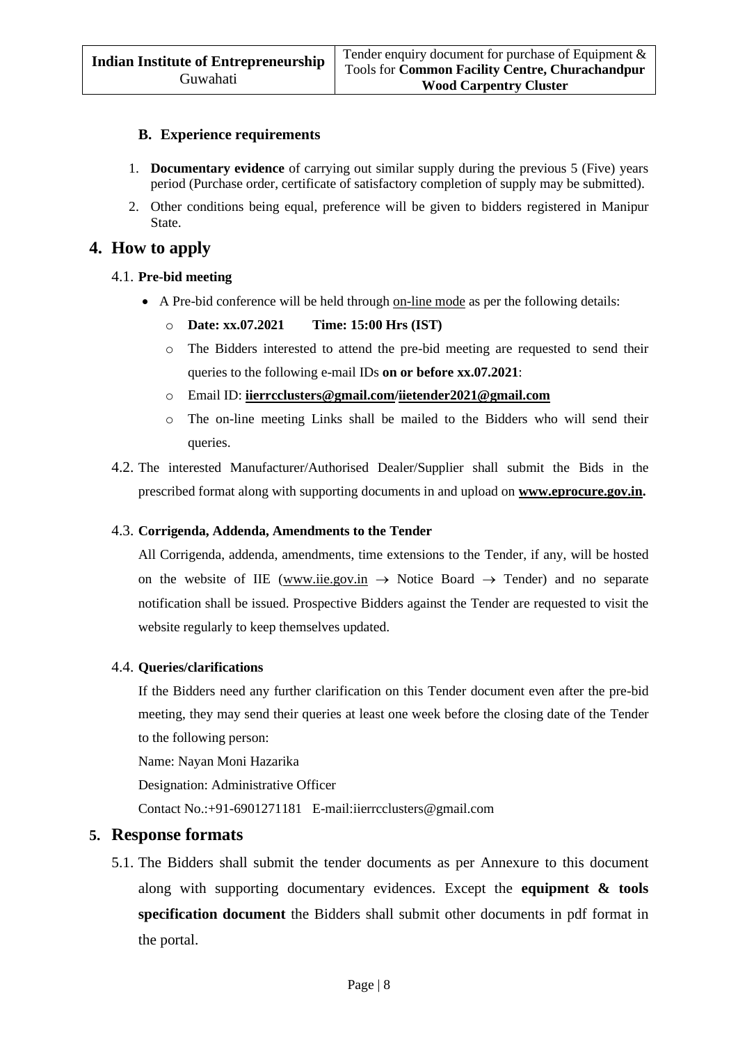### B. Experience requirements

1. **Documentary evidence** of carrying out similar supply during the previous 5 (Five) years period (Purchase order, certificate of satisfactory completion of supply may be submitted).
2. Other conditions being equal, preference will be given to bidders registered in Manipur State.

## 4. How to apply

### 4.1. Pre-bid meeting

- A Pre-bid conference will be held through on-line mode as per the following details:
  - **Date: xx.07.2021 Time: 15:00 Hrs (IST)**
  - The Bidders interested to attend the pre-bid meeting are requested to send their queries to the following e-mail IDs **on or before xx.07.2021**:
  - Email ID: **iierrcclusters@gmail.com/iietender2021@gmail.com**
  - The on-line meeting Links shall be mailed to the Bidders who will send their queries.

4.2. The interested Manufacturer/Authorised Dealer/Supplier shall submit the Bids in the prescribed format along with supporting documents in and upload on **www.eprocure.gov.in.**

### 4.3. Corrigenda, Addenda, Amendments to the Tender

All Corrigenda, addenda, amendments, time extensions to the Tender, if any, will be hosted on the website of IIE (www.iie.gov.in → Notice Board → Tender) and no separate notification shall be issued. Prospective Bidders against the Tender are requested to visit the website regularly to keep themselves updated.

### 4.4. Queries/clarifications

If the Bidders need any further clarification on this Tender document even after the pre-bid meeting, they may send their queries at least one week before the closing date of the Tender to the following person:

Name: Nayan Moni Hazarika

Designation: Administrative Officer

Contact No.:+91-6901271181 E-mail:iierrcclusters@gmail.com

## 5. Response formats

5.1. The Bidders shall submit the tender documents as per Annexure to this document along with supporting documentary evidences. Except the **equipment & tools specification document** the Bidders shall submit other documents in pdf format in the portal.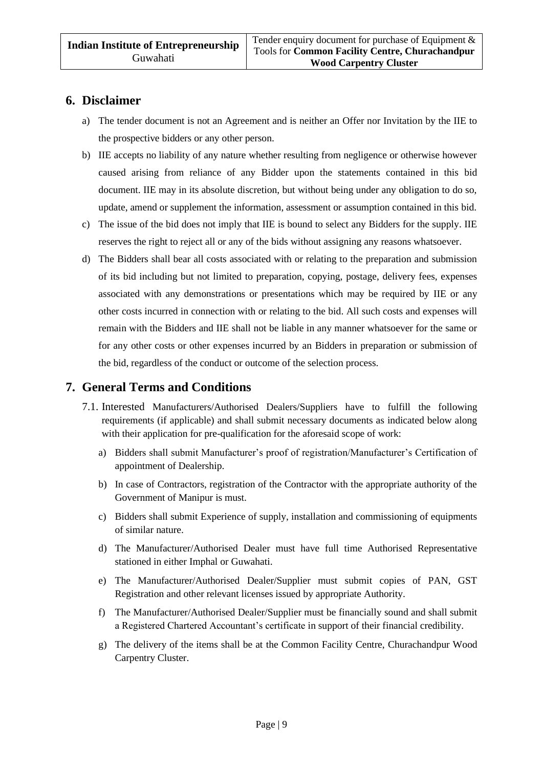## 6. Disclaimer

a) The tender document is not an Agreement and is neither an Offer nor Invitation by the IIE to the prospective bidders or any other person.

b) IIE accepts no liability of any nature whether resulting from negligence or otherwise however caused arising from reliance of any Bidder upon the statements contained in this bid document. IIE may in its absolute discretion, but without being under any obligation to do so, update, amend or supplement the information, assessment or assumption contained in this bid.

c) The issue of the bid does not imply that IIE is bound to select any Bidders for the supply. IIE reserves the right to reject all or any of the bids without assigning any reasons whatsoever.

d) The Bidders shall bear all costs associated with or relating to the preparation and submission of its bid including but not limited to preparation, copying, postage, delivery fees, expenses associated with any demonstrations or presentations which may be required by IIE or any other costs incurred in connection with or relating to the bid. All such costs and expenses will remain with the Bidders and IIE shall not be liable in any manner whatsoever for the same or for any other costs or other expenses incurred by an Bidders in preparation or submission of the bid, regardless of the conduct or outcome of the selection process.

## 7. General Terms and Conditions

7.1. Interested Manufacturers/Authorised Dealers/Suppliers have to fulfill the following requirements (if applicable) and shall submit necessary documents as indicated below along with their application for pre-qualification for the aforesaid scope of work:

a) Bidders shall submit Manufacturer's proof of registration/Manufacturer's Certification of appointment of Dealership.

b) In case of Contractors, registration of the Contractor with the appropriate authority of the Government of Manipur is must.

c) Bidders shall submit Experience of supply, installation and commissioning of equipments of similar nature.

d) The Manufacturer/Authorised Dealer must have full time Authorised Representative stationed in either Imphal or Guwahati.

e) The Manufacturer/Authorised Dealer/Supplier must submit copies of PAN, GST Registration and other relevant licenses issued by appropriate Authority.

f) The Manufacturer/Authorised Dealer/Supplier must be financially sound and shall submit a Registered Chartered Accountant's certificate in support of their financial credibility.

g) The delivery of the items shall be at the Common Facility Centre, Churachandpur Wood Carpentry Cluster.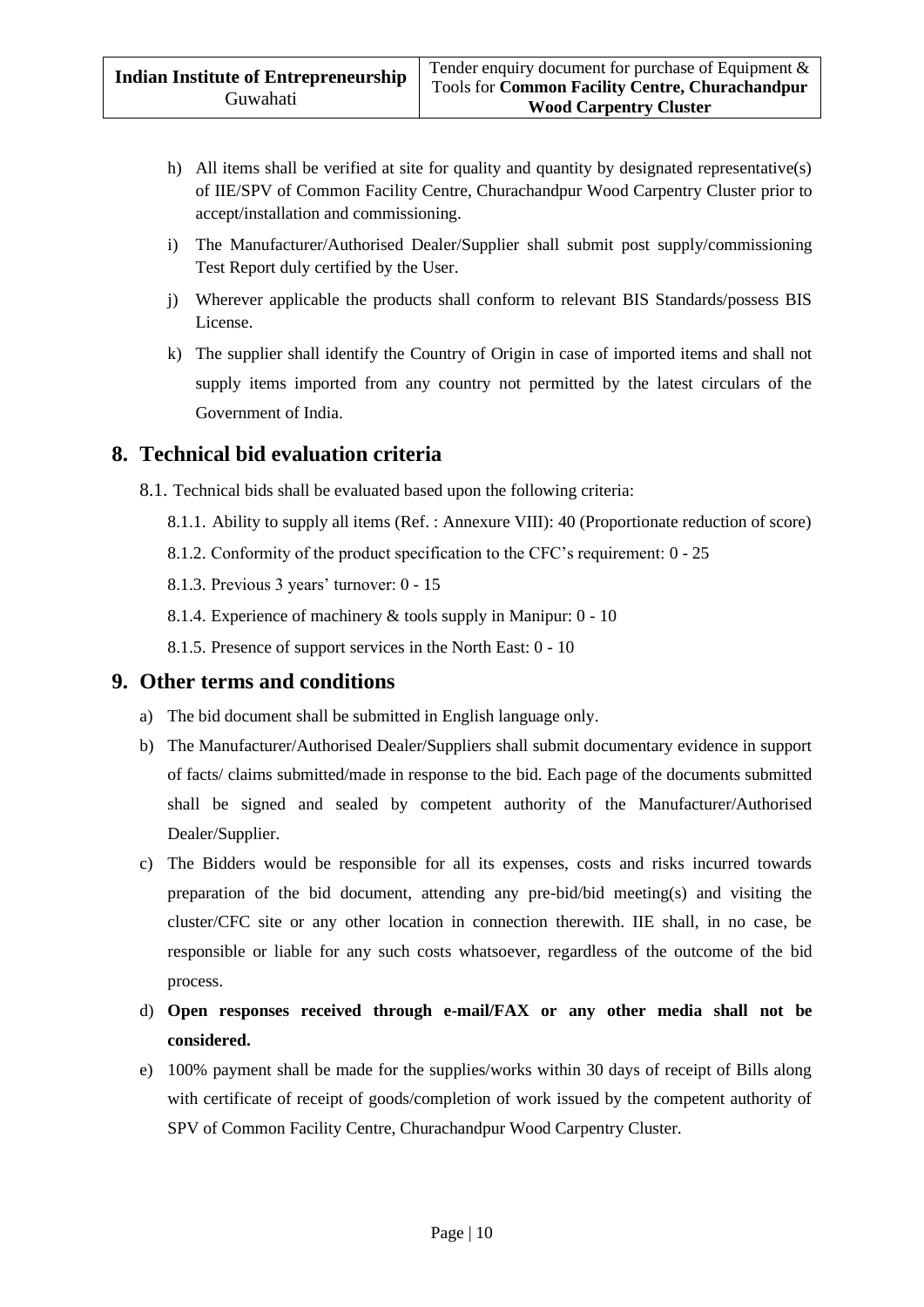h) All items shall be verified at site for quality and quantity by designated representative(s) of IIE/SPV of Common Facility Centre, Churachandpur Wood Carpentry Cluster prior to accept/installation and commissioning.

i) The Manufacturer/Authorised Dealer/Supplier shall submit post supply/commissioning Test Report duly certified by the User.

j) Wherever applicable the products shall conform to relevant BIS Standards/possess BIS License.

k) The supplier shall identify the Country of Origin in case of imported items and shall not supply items imported from any country not permitted by the latest circulars of the Government of India.

## 8. Technical bid evaluation criteria

8.1. Technical bids shall be evaluated based upon the following criteria:

8.1.1. Ability to supply all items (Ref. : Annexure VIII): 40 (Proportionate reduction of score)

8.1.2. Conformity of the product specification to the CFC's requirement: 0 - 25

8.1.3. Previous 3 years' turnover: 0 - 15

8.1.4. Experience of machinery & tools supply in Manipur: 0 - 10

8.1.5. Presence of support services in the North East: 0 - 10

## 9. Other terms and conditions

a) The bid document shall be submitted in English language only.

b) The Manufacturer/Authorised Dealer/Suppliers shall submit documentary evidence in support of facts/ claims submitted/made in response to the bid. Each page of the documents submitted shall be signed and sealed by competent authority of the Manufacturer/Authorised Dealer/Supplier.

c) The Bidders would be responsible for all its expenses, costs and risks incurred towards preparation of the bid document, attending any pre-bid/bid meeting(s) and visiting the cluster/CFC site or any other location in connection therewith. IIE shall, in no case, be responsible or liable for any such costs whatsoever, regardless of the outcome of the bid process.

d) **Open responses received through e-mail/FAX or any other media shall not be considered.**

e) 100% payment shall be made for the supplies/works within 30 days of receipt of Bills along with certificate of receipt of goods/completion of work issued by the competent authority of SPV of Common Facility Centre, Churachandpur Wood Carpentry Cluster.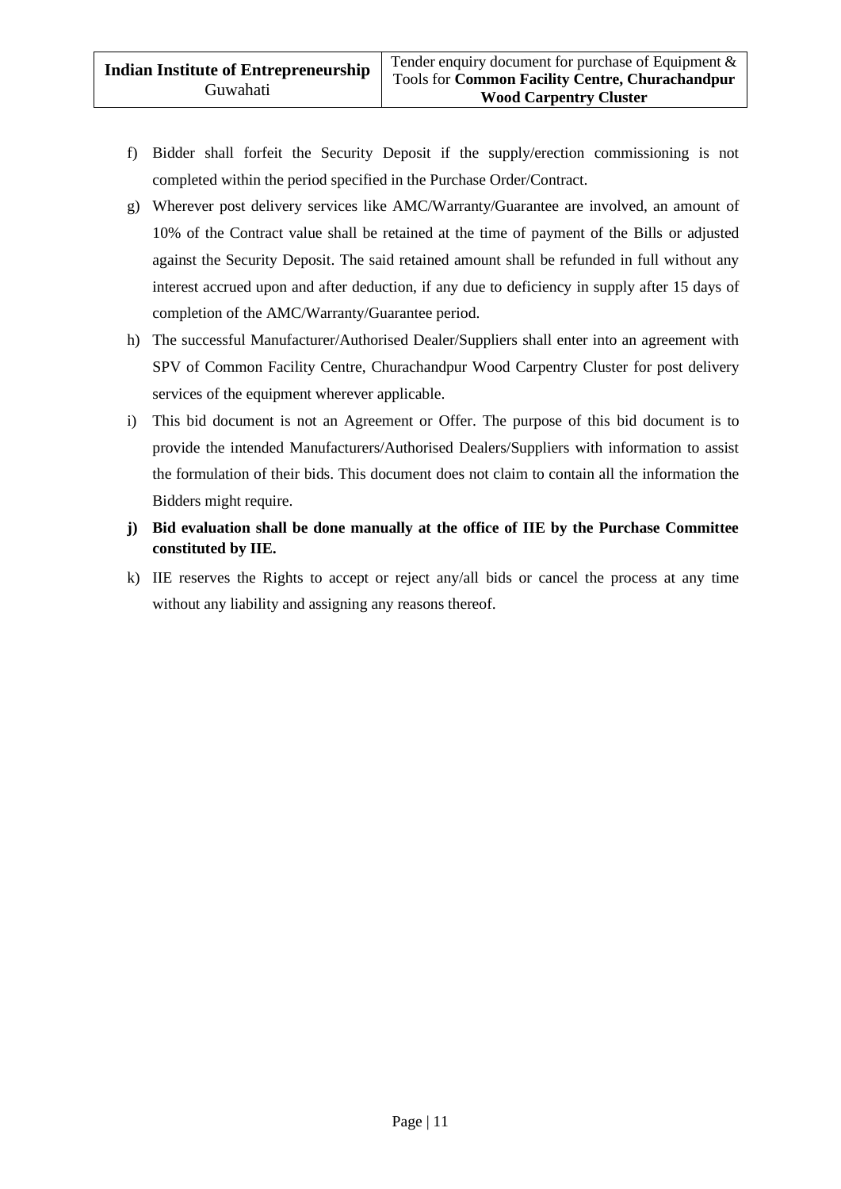f) Bidder shall forfeit the Security Deposit if the supply/erection commissioning is not completed within the period specified in the Purchase Order/Contract.

g) Wherever post delivery services like AMC/Warranty/Guarantee are involved, an amount of 10% of the Contract value shall be retained at the time of payment of the Bills or adjusted against the Security Deposit. The said retained amount shall be refunded in full without any interest accrued upon and after deduction, if any due to deficiency in supply after 15 days of completion of the AMC/Warranty/Guarantee period.

h) The successful Manufacturer/Authorised Dealer/Suppliers shall enter into an agreement with SPV of Common Facility Centre, Churachandpur Wood Carpentry Cluster for post delivery services of the equipment wherever applicable.

i) This bid document is not an Agreement or Offer. The purpose of this bid document is to provide the intended Manufacturers/Authorised Dealers/Suppliers with information to assist the formulation of their bids. This document does not claim to contain all the information the Bidders might require.

**j) Bid evaluation shall be done manually at the office of IIE by the Purchase Committee constituted by IIE.**

k) IIE reserves the Rights to accept or reject any/all bids or cancel the process at any time without any liability and assigning any reasons thereof.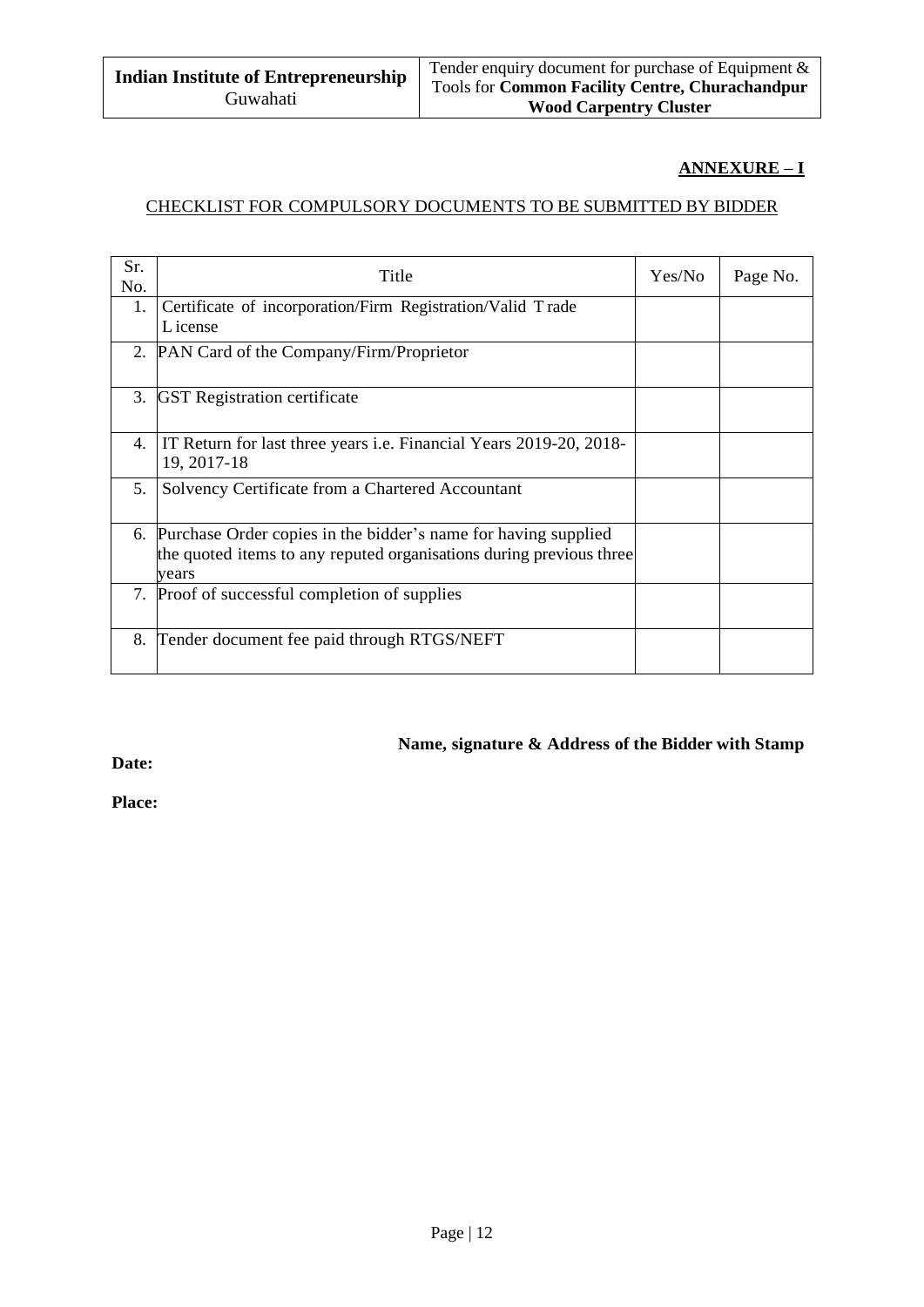**ANNEXURE – I**

CHECKLIST FOR COMPULSORY DOCUMENTS TO BE SUBMITTED BY BIDDER

| Sr. No. | Title | Yes/No | Page No. |
|---|---|---|---|
| 1. | Certificate of incorporation/Firm Registration/Valid Trade License | | |
| 2. | PAN Card of the Company/Firm/Proprietor | | |
| 3. | GST Registration certificate | | |
| 4. | IT Return for last three years i.e. Financial Years 2019-20, 2018-19, 2017-18 | | |
| 5. | Solvency Certificate from a Chartered Accountant | | |
| 6. | Purchase Order copies in the bidder's name for having supplied the quoted items to any reputed organisations during previous three years | | |
| 7. | Proof of successful completion of supplies | | |
| 8. | Tender document fee paid through RTGS/NEFT | | |

**Name, signature & Address of the Bidder with Stamp**

**Date:**

**Place:**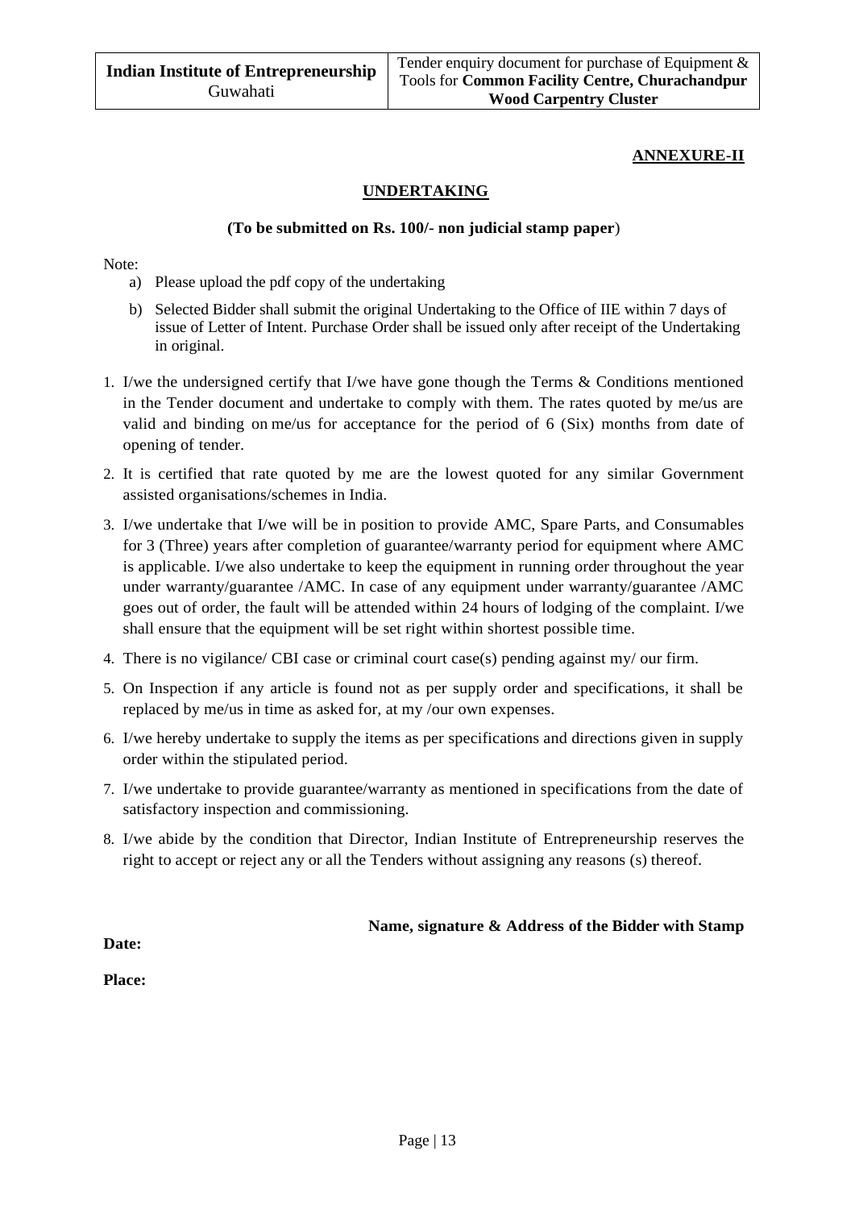**ANNEXURE-II**

## UNDERTAKING

**(To be submitted on Rs. 100/- non judicial stamp paper)**

Note:

a) Please upload the pdf copy of the undertaking

b) Selected Bidder shall submit the original Undertaking to the Office of IIE within 7 days of issue of Letter of Intent. Purchase Order shall be issued only after receipt of the Undertaking in original.

1. I/we the undersigned certify that I/we have gone though the Terms & Conditions mentioned in the Tender document and undertake to comply with them. The rates quoted by me/us are valid and binding on me/us for acceptance for the period of 6 (Six) months from date of opening of tender.
2. It is certified that rate quoted by me are the lowest quoted for any similar Government assisted organisations/schemes in India.
3. I/we undertake that I/we will be in position to provide AMC, Spare Parts, and Consumables for 3 (Three) years after completion of guarantee/warranty period for equipment where AMC is applicable. I/we also undertake to keep the equipment in running order throughout the year under warranty/guarantee /AMC. In case of any equipment under warranty/guarantee /AMC goes out of order, the fault will be attended within 24 hours of lodging of the complaint. I/we shall ensure that the equipment will be set right within shortest possible time.
4. There is no vigilance/ CBI case or criminal court case(s) pending against my/ our firm.
5. On Inspection if any article is found not as per supply order and specifications, it shall be replaced by me/us in time as asked for, at my /our own expenses.
6. I/we hereby undertake to supply the items as per specifications and directions given in supply order within the stipulated period.
7. I/we undertake to provide guarantee/warranty as mentioned in specifications from the date of satisfactory inspection and commissioning.
8. I/we abide by the condition that Director, Indian Institute of Entrepreneurship reserves the right to accept or reject any or all the Tenders without assigning any reasons (s) thereof.

**Name, signature & Address of the Bidder with Stamp**

**Date:**

**Place:**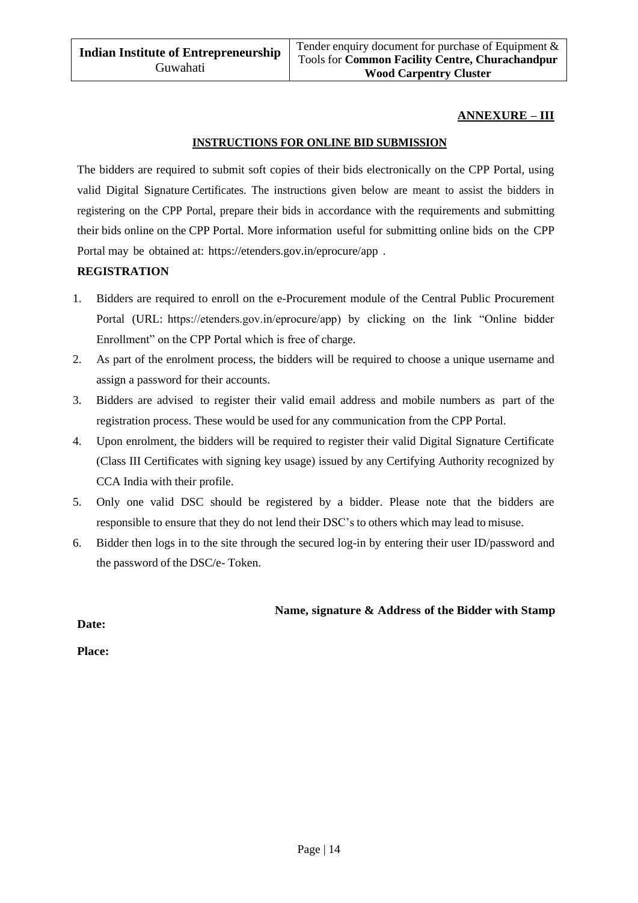**ANNEXURE – III**

**INSTRUCTIONS FOR ONLINE BID SUBMISSION**

The bidders are required to submit soft copies of their bids electronically on the CPP Portal, using valid Digital Signature Certificates. The instructions given below are meant to assist the bidders in registering on the CPP Portal, prepare their bids in accordance with the requirements and submitting their bids online on the CPP Portal. More information useful for submitting online bids on the CPP Portal may be obtained at: https://etenders.gov.in/eprocure/app .

**REGISTRATION**

1. Bidders are required to enroll on the e-Procurement module of the Central Public Procurement Portal (URL: https://etenders.gov.in/eprocure/app) by clicking on the link "Online bidder Enrollment" on the CPP Portal which is free of charge.
2. As part of the enrolment process, the bidders will be required to choose a unique username and assign a password for their accounts.
3. Bidders are advised to register their valid email address and mobile numbers as part of the registration process. These would be used for any communication from the CPP Portal.
4. Upon enrolment, the bidders will be required to register their valid Digital Signature Certificate (Class III Certificates with signing key usage) issued by any Certifying Authority recognized by CCA India with their profile.
5. Only one valid DSC should be registered by a bidder. Please note that the bidders are responsible to ensure that they do not lend their DSC's to others which may lead to misuse.
6. Bidder then logs in to the site through the secured log-in by entering their user ID/password and the password of the DSC/e- Token.

**Name, signature & Address of the Bidder with Stamp**

**Date:**

**Place:**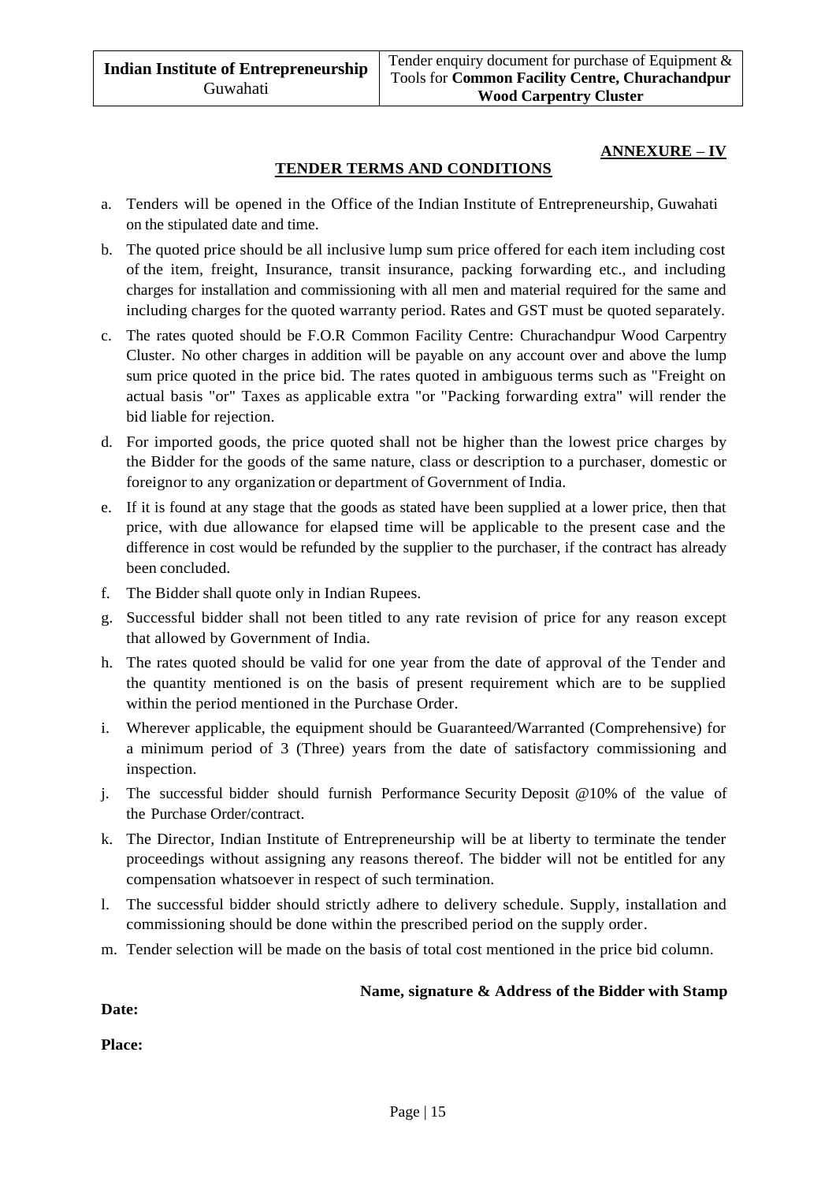**ANNEXURE – IV**

## TENDER TERMS AND CONDITIONS

a. Tenders will be opened in the Office of the Indian Institute of Entrepreneurship, Guwahati on the stipulated date and time.

b. The quoted price should be all inclusive lump sum price offered for each item including cost of the item, freight, Insurance, transit insurance, packing forwarding etc., and including charges for installation and commissioning with all men and material required for the same and including charges for the quoted warranty period. Rates and GST must be quoted separately.

c. The rates quoted should be F.O.R Common Facility Centre: Churachandpur Wood Carpentry Cluster. No other charges in addition will be payable on any account over and above the lump sum price quoted in the price bid. The rates quoted in ambiguous terms such as "Freight on actual basis "or" Taxes as applicable extra "or "Packing forwarding extra" will render the bid liable for rejection.

d. For imported goods, the price quoted shall not be higher than the lowest price charges by the Bidder for the goods of the same nature, class or description to a purchaser, domestic or foreignor to any organization or department of Government of India.

e. If it is found at any stage that the goods as stated have been supplied at a lower price, then that price, with due allowance for elapsed time will be applicable to the present case and the difference in cost would be refunded by the supplier to the purchaser, if the contract has already been concluded.

f. The Bidder shall quote only in Indian Rupees.

g. Successful bidder shall not been titled to any rate revision of price for any reason except that allowed by Government of India.

h. The rates quoted should be valid for one year from the date of approval of the Tender and the quantity mentioned is on the basis of present requirement which are to be supplied within the period mentioned in the Purchase Order.

i. Wherever applicable, the equipment should be Guaranteed/Warranted (Comprehensive) for a minimum period of 3 (Three) years from the date of satisfactory commissioning and inspection.

j. The successful bidder should furnish Performance Security Deposit @10% of the value of the Purchase Order/contract.

k. The Director, Indian Institute of Entrepreneurship will be at liberty to terminate the tender proceedings without assigning any reasons thereof. The bidder will not be entitled for any compensation whatsoever in respect of such termination.

l. The successful bidder should strictly adhere to delivery schedule. Supply, installation and commissioning should be done within the prescribed period on the supply order.

m. Tender selection will be made on the basis of total cost mentioned in the price bid column.

**Name, signature & Address of the Bidder with Stamp**

**Date:**

**Place:**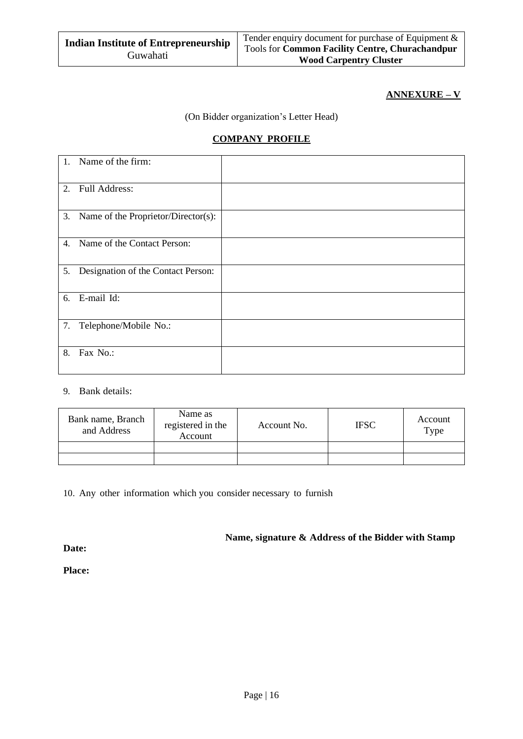**ANNEXURE – V**

(On Bidder organization's Letter Head)

**COMPANY PROFILE**

| | |
|---|---|
| 1. Name of the firm: | |
| 2. Full Address: | |
| 3. Name of the Proprietor/Director(s): | |
| 4. Name of the Contact Person: | |
| 5. Designation of the Contact Person: | |
| 6. E-mail Id: | |
| 7. Telephone/Mobile No.: | |
| 8. Fax No.: | |

9. Bank details:

| Bank name, Branch and Address | Name as registered in the Account | Account No. | IFSC | Account Type |
|---|---|---|---|---|
| | | | | |
| | | | | |

10. Any other information which you consider necessary to furnish

**Name, signature & Address of the Bidder with Stamp**

**Date:**

**Place:**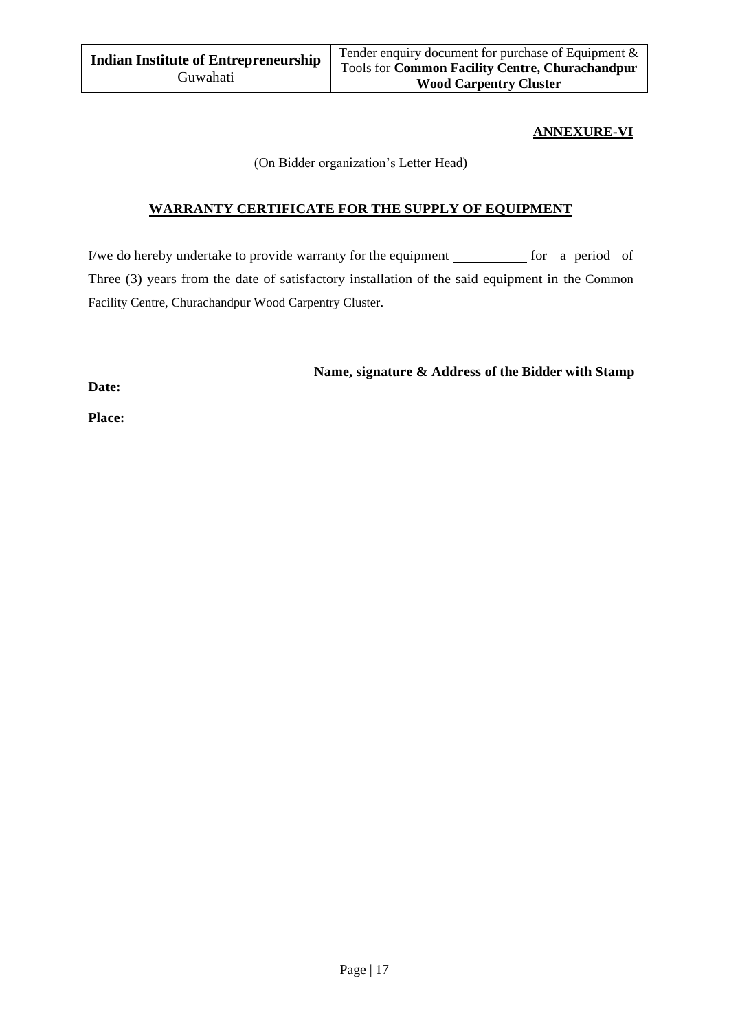**ANNEXURE-VI**

(On Bidder organization's Letter Head)

**WARRANTY CERTIFICATE FOR THE SUPPLY OF EQUIPMENT**

I/we do hereby undertake to provide warranty for the equipment __________ for a period of Three (3) years from the date of satisfactory installation of the said equipment in the Common Facility Centre, Churachandpur Wood Carpentry Cluster.

**Name, signature & Address of the Bidder with Stamp**

**Date:**

**Place:**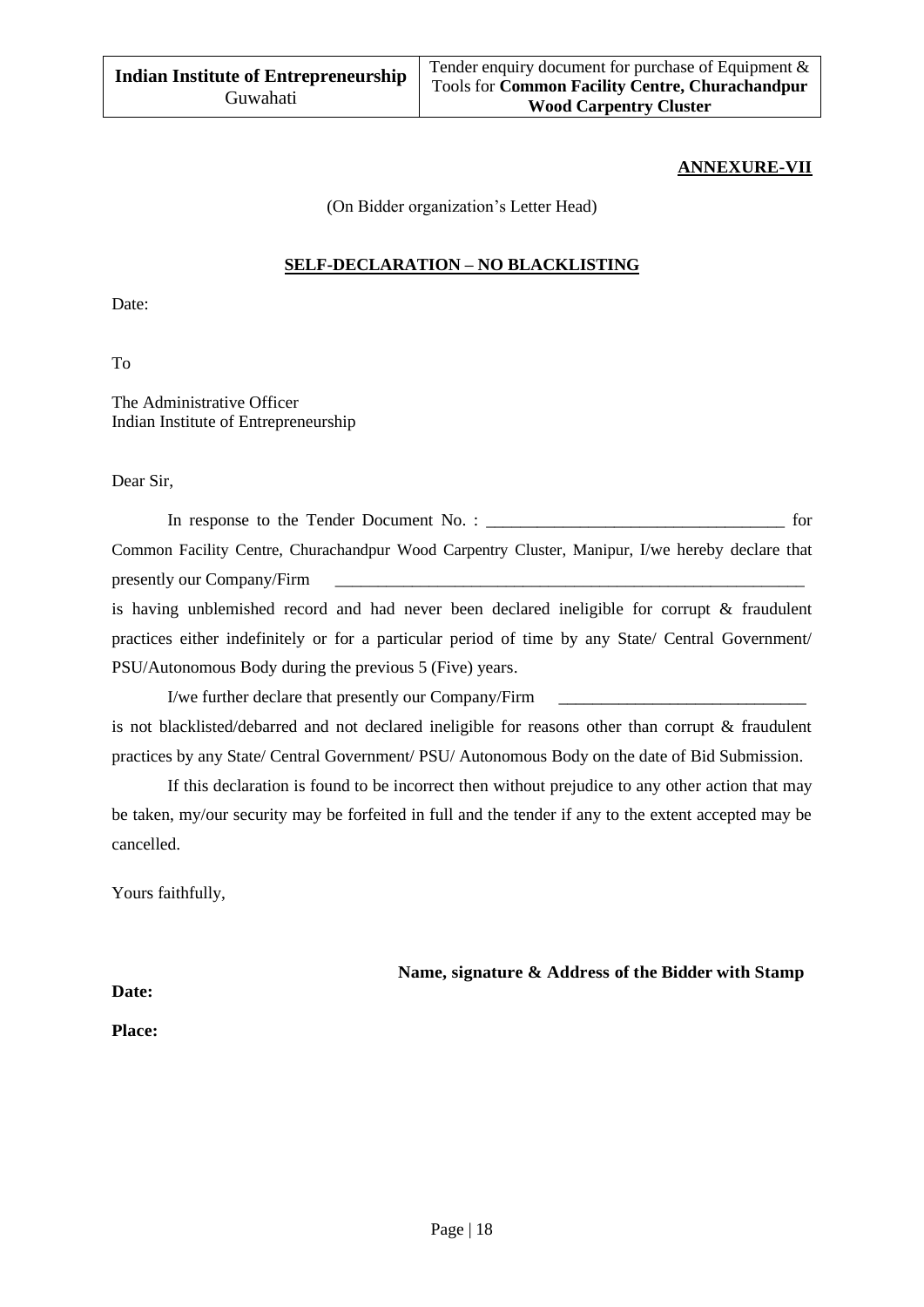**ANNEXURE-VII**

(On Bidder organization's Letter Head)

**SELF-DECLARATION – NO BLACKLISTING**

Date:

To

The Administrative Officer
Indian Institute of Entrepreneurship

Dear Sir,

In response to the Tender Document No. : ___________________________________ for Common Facility Centre, Churachandpur Wood Carpentry Cluster, Manipur, I/we hereby declare that presently our Company/Firm ___________________________________________________________ is having unblemished record and had never been declared ineligible for corrupt & fraudulent practices either indefinitely or for a particular period of time by any State/ Central Government/ PSU/Autonomous Body during the previous 5 (Five) years.

I/we further declare that presently our Company/Firm _____________________________ is not blacklisted/debarred and not declared ineligible for reasons other than corrupt & fraudulent practices by any State/ Central Government/ PSU/ Autonomous Body on the date of Bid Submission.

If this declaration is found to be incorrect then without prejudice to any other action that may be taken, my/our security may be forfeited in full and the tender if any to the extent accepted may be cancelled.

Yours faithfully,

**Name, signature & Address of the Bidder with Stamp**

**Date:**

**Place:**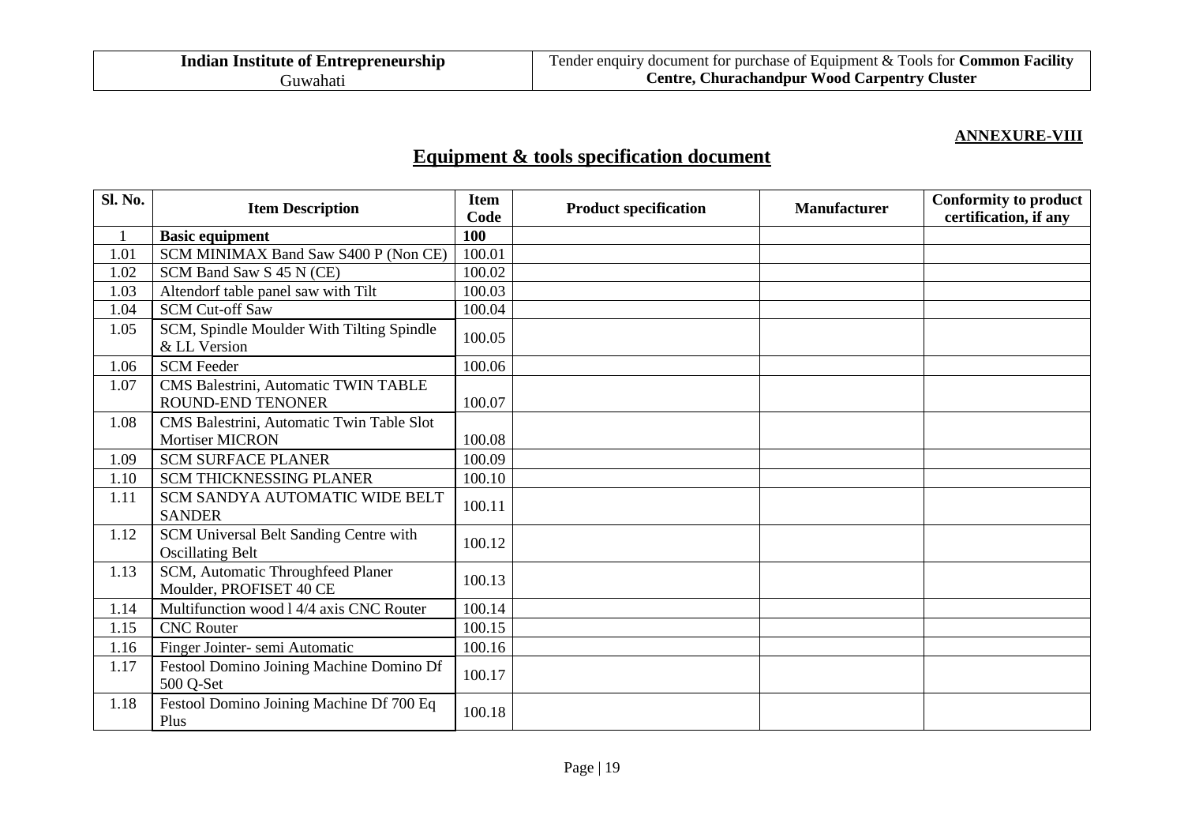**ANNEXURE-VIII**

# Equipment & tools specification document

| Sl. No. | Item Description | Item Code | Product specification | Manufacturer | Conformity to product certification, if any |
|---|---|---|---|---|---|
| 1 | **Basic equipment** | **100** | | | |
| 1.01 | SCM MINIMAX Band Saw S400 P (Non CE) | 100.01 | | | |
| 1.02 | SCM Band Saw S 45 N (CE) | 100.02 | | | |
| 1.03 | Altendorf table panel saw with Tilt | 100.03 | | | |
| 1.04 | SCM Cut-off Saw | 100.04 | | | |
| 1.05 | SCM, Spindle Moulder With Tilting Spindle & LL Version | 100.05 | | | |
| 1.06 | SCM Feeder | 100.06 | | | |
| 1.07 | CMS Balestrini, Automatic TWIN TABLE ROUND-END TENONER | 100.07 | | | |
| 1.08 | CMS Balestrini, Automatic Twin Table Slot Mortiser MICRON | 100.08 | | | |
| 1.09 | SCM SURFACE PLANER | 100.09 | | | |
| 1.10 | SCM THICKNESSING PLANER | 100.10 | | | |
| 1.11 | SCM SANDYA AUTOMATIC WIDE BELT SANDER | 100.11 | | | |
| 1.12 | SCM Universal Belt Sanding Centre with Oscillating Belt | 100.12 | | | |
| 1.13 | SCM, Automatic Throughfeed Planer Moulder, PROFISET 40 CE | 100.13 | | | |
| 1.14 | Multifunction wood l 4/4 axis CNC Router | 100.14 | | | |
| 1.15 | CNC Router | 100.15 | | | |
| 1.16 | Finger Jointer- semi Automatic | 100.16 | | | |
| 1.17 | Festool Domino Joining Machine Domino Df 500 Q-Set | 100.17 | | | |
| 1.18 | Festool Domino Joining Machine Df 700 Eq Plus | 100.18 | | | |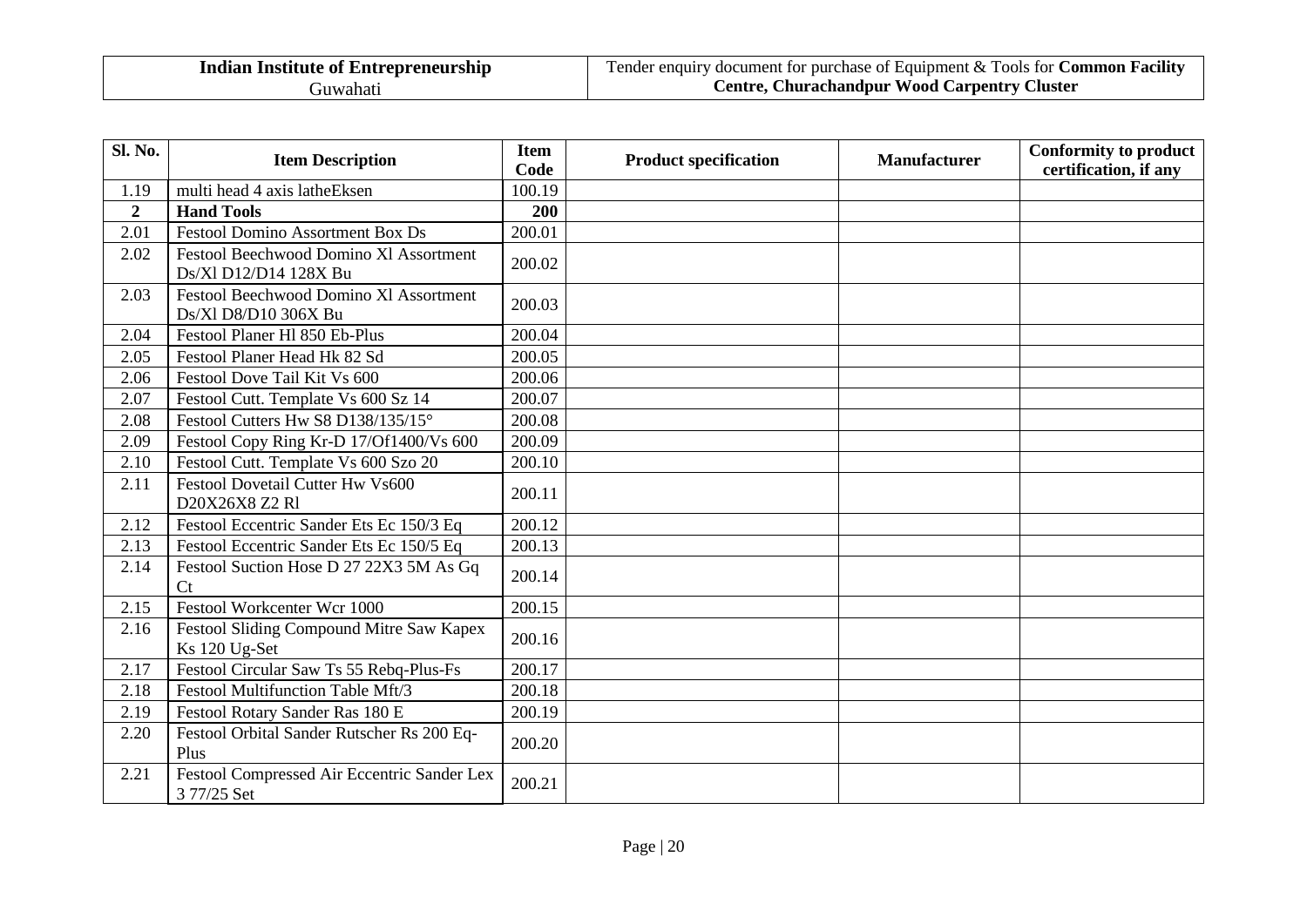| Sl. No. | Item Description | Item Code | Product specification | Manufacturer | Conformity to product certification, if any |
|---|---|---|---|---|---|
| 1.19 | multi head 4 axis latheEksen | 100.19 | | | |
| **2** | **Hand Tools** | **200** | | | |
| 2.01 | Festool Domino Assortment Box Ds | 200.01 | | | |
| 2.02 | Festool Beechwood Domino Xl Assortment Ds/Xl D12/D14 128X Bu | 200.02 | | | |
| 2.03 | Festool Beechwood Domino Xl Assortment Ds/Xl D8/D10 306X Bu | 200.03 | | | |
| 2.04 | Festool Planer Hl 850 Eb-Plus | 200.04 | | | |
| 2.05 | Festool Planer Head Hk 82 Sd | 200.05 | | | |
| 2.06 | Festool Dove Tail Kit Vs 600 | 200.06 | | | |
| 2.07 | Festool Cutt. Template Vs 600 Sz 14 | 200.07 | | | |
| 2.08 | Festool Cutters Hw S8 D138/135/15° | 200.08 | | | |
| 2.09 | Festool Copy Ring Kr-D 17/Of1400/Vs 600 | 200.09 | | | |
| 2.10 | Festool Cutt. Template Vs 600 Szo 20 | 200.10 | | | |
| 2.11 | Festool Dovetail Cutter Hw Vs600 D20X26X8 Z2 Rl | 200.11 | | | |
| 2.12 | Festool Eccentric Sander Ets Ec 150/3 Eq | 200.12 | | | |
| 2.13 | Festool Eccentric Sander Ets Ec 150/5 Eq | 200.13 | | | |
| 2.14 | Festool Suction Hose D 27 22X3 5M As Gq Ct | 200.14 | | | |
| 2.15 | Festool Workcenter Wcr 1000 | 200.15 | | | |
| 2.16 | Festool Sliding Compound Mitre Saw Kapex Ks 120 Ug-Set | 200.16 | | | |
| 2.17 | Festool Circular Saw Ts 55 Rebq-Plus-Fs | 200.17 | | | |
| 2.18 | Festool Multifunction Table Mft/3 | 200.18 | | | |
| 2.19 | Festool Rotary Sander Ras 180 E | 200.19 | | | |
| 2.20 | Festool Orbital Sander Rutscher Rs 200 Eq-Plus | 200.20 | | | |
| 2.21 | Festool Compressed Air Eccentric Sander Lex 3 77/25 Set | 200.21 | | | |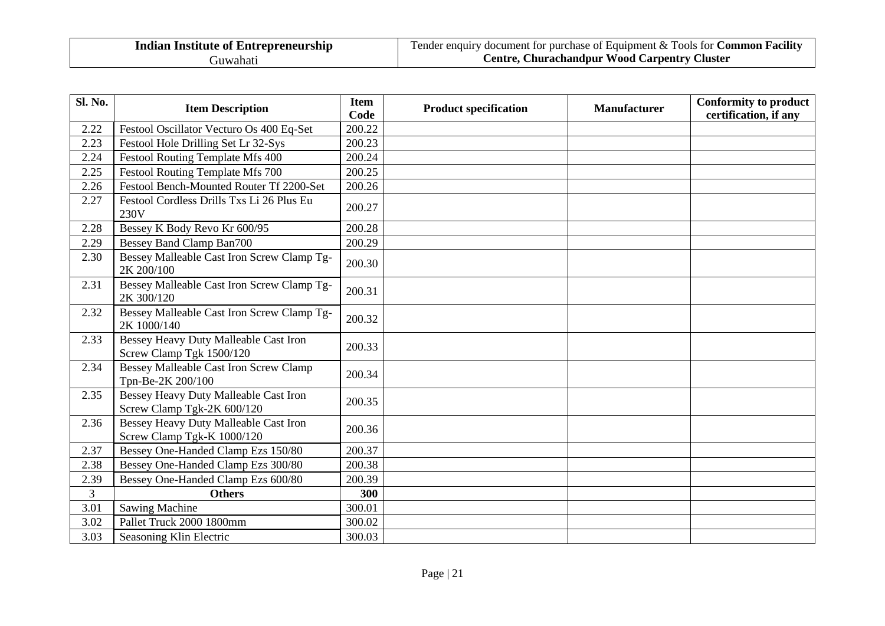| Sl. No. | Item Description | Item Code | Product specification | Manufacturer | Conformity to product certification, if any |
|---|---|---|---|---|---|
| 2.22 | Festool Oscillator Vecturo Os 400 Eq-Set | 200.22 | | | |
| 2.23 | Festool Hole Drilling Set Lr 32-Sys | 200.23 | | | |
| 2.24 | Festool Routing Template Mfs 400 | 200.24 | | | |
| 2.25 | Festool Routing Template Mfs 700 | 200.25 | | | |
| 2.26 | Festool Bench-Mounted Router Tf 2200-Set | 200.26 | | | |
| 2.27 | Festool Cordless Drills Txs Li 26 Plus Eu 230V | 200.27 | | | |
| 2.28 | Bessey K Body Revo Kr 600/95 | 200.28 | | | |
| 2.29 | Bessey Band Clamp Ban700 | 200.29 | | | |
| 2.30 | Bessey Malleable Cast Iron Screw Clamp Tg-2K 200/100 | 200.30 | | | |
| 2.31 | Bessey Malleable Cast Iron Screw Clamp Tg-2K 300/120 | 200.31 | | | |
| 2.32 | Bessey Malleable Cast Iron Screw Clamp Tg-2K 1000/140 | 200.32 | | | |
| 2.33 | Bessey Heavy Duty Malleable Cast Iron Screw Clamp Tgk 1500/120 | 200.33 | | | |
| 2.34 | Bessey Malleable Cast Iron Screw Clamp Tpn-Be-2K 200/100 | 200.34 | | | |
| 2.35 | Bessey Heavy Duty Malleable Cast Iron Screw Clamp Tgk-2K 600/120 | 200.35 | | | |
| 2.36 | Bessey Heavy Duty Malleable Cast Iron Screw Clamp Tgk-K 1000/120 | 200.36 | | | |
| 2.37 | Bessey One-Handed Clamp Ezs 150/80 | 200.37 | | | |
| 2.38 | Bessey One-Handed Clamp Ezs 300/80 | 200.38 | | | |
| 2.39 | Bessey One-Handed Clamp Ezs 600/80 | 200.39 | | | |
| 3 | **Others** | **300** | | | |
| 3.01 | Sawing Machine | 300.01 | | | |
| 3.02 | Pallet Truck 2000 1800mm | 300.02 | | | |
| 3.03 | Seasoning Klin Electric | 300.03 | | | |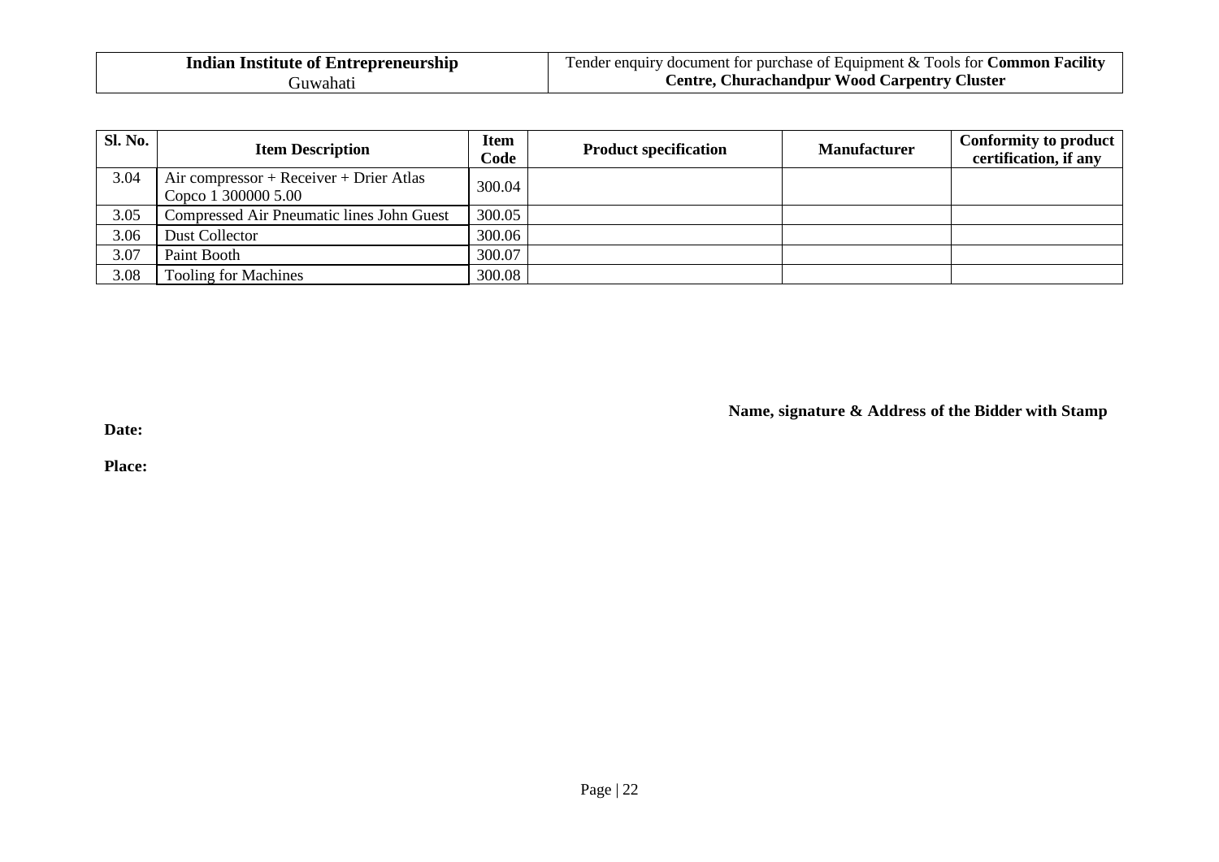| Sl. No. | Item Description | Item Code | Product specification | Manufacturer | Conformity to product certification, if any |
|---|---|---|---|---|---|
| 3.04 | Air compressor + Receiver + Drier Atlas Copco 1 300000 5.00 | 300.04 | | | |
| 3.05 | Compressed Air Pneumatic lines John Guest | 300.05 | | | |
| 3.06 | Dust Collector | 300.06 | | | |
| 3.07 | Paint Booth | 300.07 | | | |
| 3.08 | Tooling for Machines | 300.08 | | | |

**Name, signature & Address of the Bidder with Stamp**

**Date:**

**Place:**